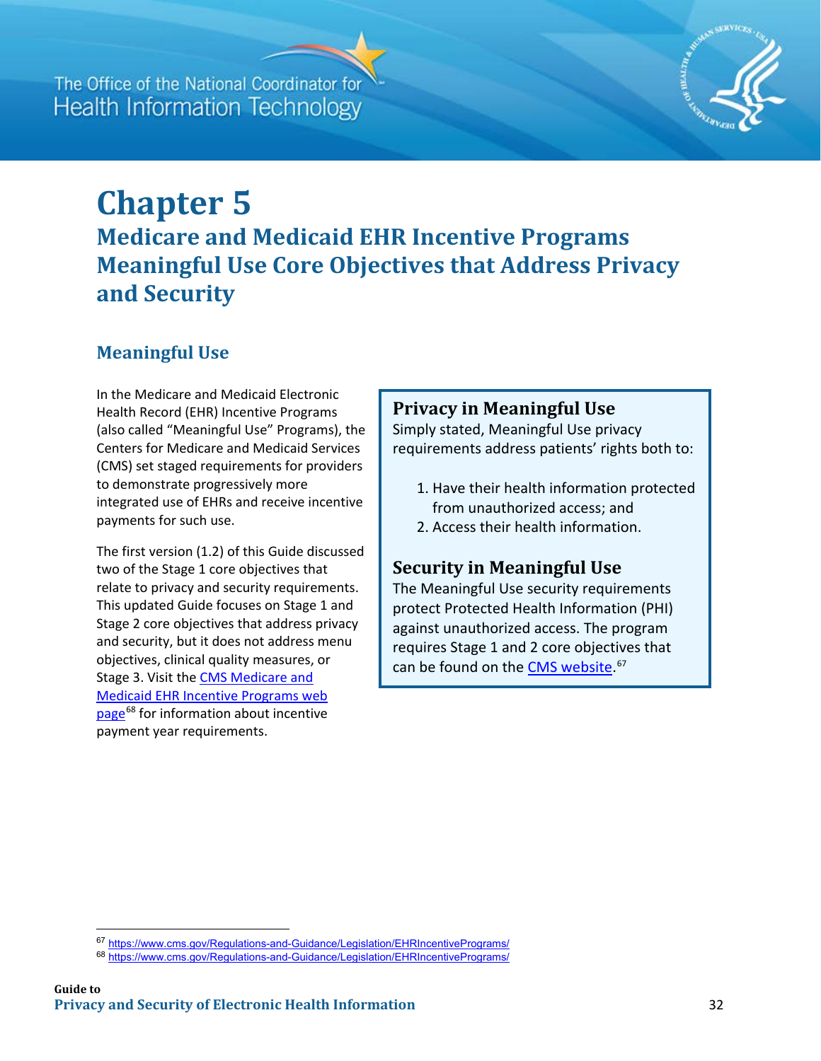# Chapter 5

## Medicare and Medicaid EHR Incentive Programs Meaningful Use Core Objectives that Address Privacy and Security

### Meaningful Use

In the Medicare and Medicaid Electronic Health Record (EHR) Incentive Programs (also called "Meaningful Use" Programs), the Centers for Medicare and Medicaid Services (CMS) set staged requirements for providers to demonstrate progressively more integrated use of EHRs and receive incentive payments for such use.

The first version (1.2) of this Guide discussed two of the Stage 1 core objectives that relate to privacy and security requirements. This updated Guide focuses on Stage 1 and Stage 2 core objectives that address privacy and security, but it does not address menu objectives, clinical quality measures, or Stage 3. Visit the CMS Medicare and Medicaid EHR Incentive Programs web page[68] for information about incentive payment year requirements.

#### Privacy in Meaningful Use

Simply stated, Meaningful Use privacy requirements address patients' rights both to:

1. Have their health information protected from unauthorized access; and
2. Access their health information.

#### Security in Meaningful Use

The Meaningful Use security requirements protect Protected Health Information (PHI) against unauthorized access. The program requires Stage 1 and 2 core objectives that can be found on the CMS website.[67]

---

[67] https://www.cms.gov/Regulations-and-Guidance/Legislation/EHRIncentivePrograms/

[68] https://www.cms.gov/Regulations-and-Guidance/Legislation/EHRIncentivePrograms/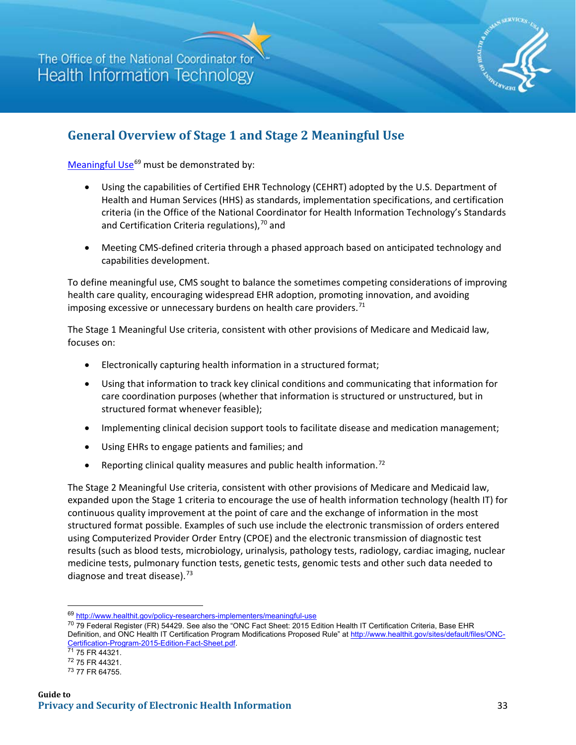## General Overview of Stage 1 and Stage 2 Meaningful Use

Meaningful Use[69] must be demonstrated by:

- Using the capabilities of Certified EHR Technology (CEHRT) adopted by the U.S. Department of Health and Human Services (HHS) as standards, implementation specifications, and certification criteria (in the Office of the National Coordinator for Health Information Technology's Standards and Certification Criteria regulations),[70] and
- Meeting CMS-defined criteria through a phased approach based on anticipated technology and capabilities development.

To define meaningful use, CMS sought to balance the sometimes competing considerations of improving health care quality, encouraging widespread EHR adoption, promoting innovation, and avoiding imposing excessive or unnecessary burdens on health care providers.[71]

The Stage 1 Meaningful Use criteria, consistent with other provisions of Medicare and Medicaid law, focuses on:

- Electronically capturing health information in a structured format;
- Using that information to track key clinical conditions and communicating that information for care coordination purposes (whether that information is structured or unstructured, but in structured format whenever feasible);
- Implementing clinical decision support tools to facilitate disease and medication management;
- Using EHRs to engage patients and families; and
- Reporting clinical quality measures and public health information.[72]

The Stage 2 Meaningful Use criteria, consistent with other provisions of Medicare and Medicaid law, expanded upon the Stage 1 criteria to encourage the use of health information technology (health IT) for continuous quality improvement at the point of care and the exchange of information in the most structured format possible. Examples of such use include the electronic transmission of orders entered using Computerized Provider Order Entry (CPOE) and the electronic transmission of diagnostic test results (such as blood tests, microbiology, urinalysis, pathology tests, radiology, cardiac imaging, nuclear medicine tests, pulmonary function tests, genetic tests, genomic tests and other such data needed to diagnose and treat disease).[73]

---

[69] http://www.healthit.gov/policy-researchers-implementers/meaningful-use

[70] 79 Federal Register (FR) 54429. See also the "ONC Fact Sheet: 2015 Edition Health IT Certification Criteria, Base EHR Definition, and ONC Health IT Certification Program Modifications Proposed Rule" at http://www.healthit.gov/sites/default/files/ONC-Certification-Program-2015-Edition-Fact-Sheet.pdf.

[71] 75 FR 44321.

[72] 75 FR 44321.

[73] 77 FR 64755.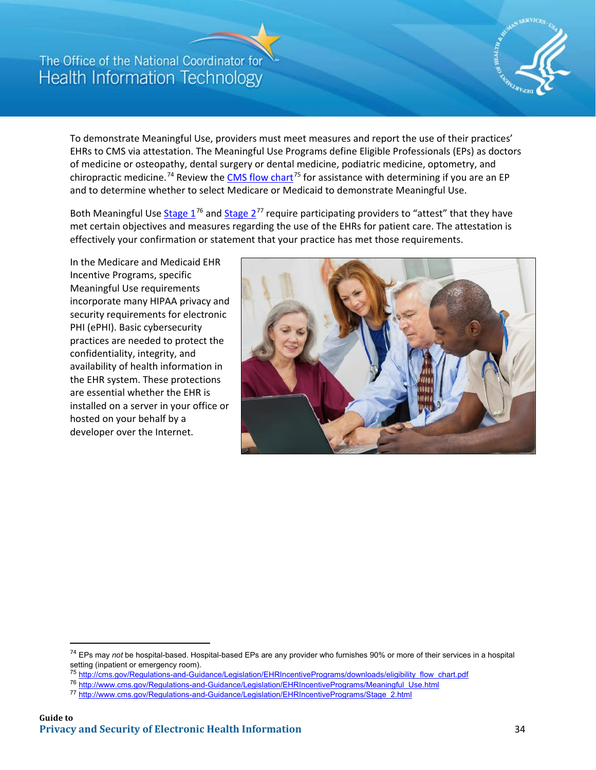To demonstrate Meaningful Use, providers must meet measures and report the use of their practices' EHRs to CMS via attestation. The Meaningful Use Programs define Eligible Professionals (EPs) as doctors of medicine or osteopathy, dental surgery or dental medicine, podiatric medicine, optometry, and chiropractic medicine.[74] Review the [CMS flow chart](http://cms.gov/Regulations-and-Guidance/Legislation/EHRIncentivePrograms/downloads/eligibility_flow_chart.pdf)[75] for assistance with determining if you are an EP and to determine whether to select Medicare or Medicaid to demonstrate Meaningful Use.

Both Meaningful Use [Stage 1](http://www.cms.gov/Regulations-and-Guidance/Legislation/EHRIncentivePrograms/Meaningful_Use.html)[76] and [Stage 2](http://www.cms.gov/Regulations-and-Guidance/Legislation/EHRIncentivePrograms/Stage_2.html)[77] require participating providers to "attest" that they have met certain objectives and measures regarding the use of the EHRs for patient care. The attestation is effectively your confirmation or statement that your practice has met those requirements.

In the Medicare and Medicaid EHR Incentive Programs, specific Meaningful Use requirements incorporate many HIPAA privacy and security requirements for electronic PHI (ePHI). Basic cybersecurity practices are needed to protect the confidentiality, integrity, and availability of health information in the EHR system. These protections are essential whether the EHR is installed on a server in your office or hosted on your behalf by a developer over the Internet.

---

[74] EPs may *not* be hospital-based. Hospital-based EPs are any provider who furnishes 90% or more of their services in a hospital setting (inpatient or emergency room).

[75] http://cms.gov/Regulations-and-Guidance/Legislation/EHRIncentivePrograms/downloads/eligibility_flow_chart.pdf

[76] http://www.cms.gov/Regulations-and-Guidance/Legislation/EHRIncentivePrograms/Meaningful_Use.html

[77] http://www.cms.gov/Regulations-and-Guidance/Legislation/EHRIncentivePrograms/Stage_2.html